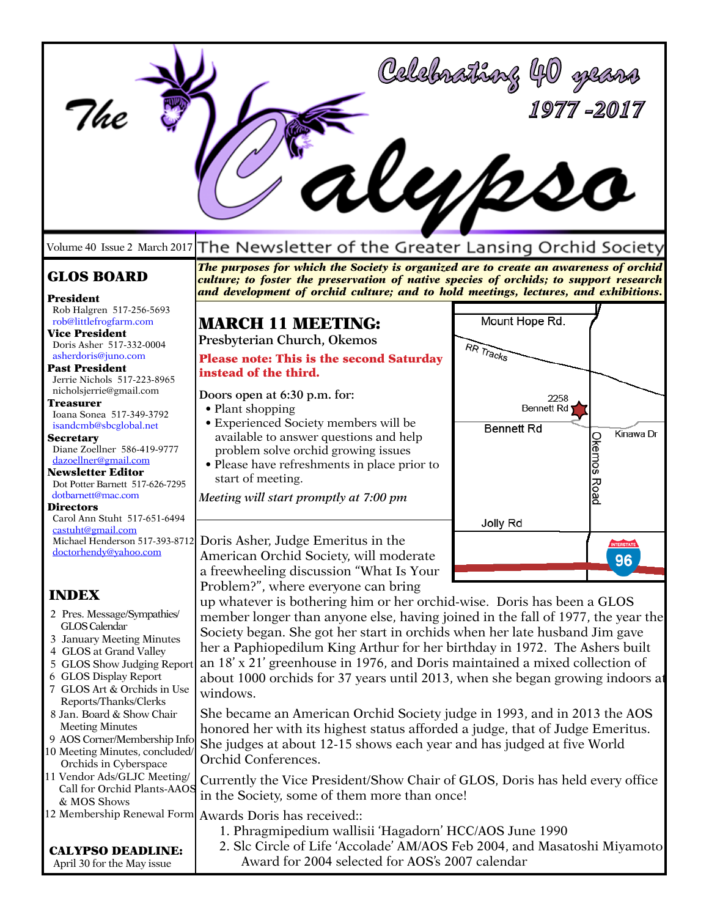# The Calypso

Celebrating 40 years 1977 -2017

Volume 40 Issue 2 March 2017

The Newsletter of the Greater Lansing Orchid Society

***The purposes for which the Society is organized are to create an awareness of orchid culture; to foster the preservation of native species of orchids; to support research and development of orchid culture; and to hold meetings, lectures, and exhibitions.***

## GLOS BOARD

**President**
Rob Halgren 517-256-5693
rob@littlefrogfarm.com

**Vice President**
Doris Asher 517-332-0004
asherdoris@juno.com

**Past President**
Jerrie Nichols 517-223-8965
nicholsjerrie@gmail.com

**Treasurer**
Ioana Sonea 517-349-3792
isandcmb@sbcglobal.net

**Secretary**
Diane Zoellner 586-419-9777
dazoellner@gmail.com

**Newsletter Editor**
Dot Potter Barnett 517-626-7295
dotbarnett@mac.com

**Directors**
Carol Ann Stuht 517-651-6494
castuht@gmail.com
Michael Henderson 517-393-8712
doctorhendy@yahoo.com

## INDEX

2 Pres. Message/Sympathies/ GLOS Calendar
3 January Meeting Minutes
4 GLOS at Grand Valley
5 GLOS Show Judging Report
6 GLOS Display Report
7 GLOS Art & Orchids in Use Reports/Thanks/Clerks
8 Jan. Board & Show Chair Meeting Minutes
9 AOS Corner/Membership Info
10 Meeting Minutes, concluded/ Orchids in Cyberspace
11 Vendor Ads/GLJC Meeting/ Call for Orchid Plants-AAOS & MOS Shows
12 Membership Renewal Form

**CALYPSO DEADLINE:**
April 30 for the May issue

## MARCH 11 MEETING:

**Presbyterian Church, Okemos**

**Please note: This is the second Saturday instead of the third.**

**Doors open at 6:30 p.m. for:**

- Plant shopping
- Experienced Society members will be available to answer questions and help problem solve orchid growing issues
- Please have refreshments in place prior to start of meeting.

*Meeting will start promptly at 7:00 pm*

Mount Hope Rd. | RR Tracks | 2258 Bennett Rd | Bennett Rd | Kinawa Dr | Okemos Road | Jolly Rd | Interstate 96

Doris Asher, Judge Emeritus in the American Orchid Society, will moderate a freewheeling discussion "What Is Your Problem?", where everyone can bring up whatever is bothering him or her orchid-wise. Doris has been a GLOS member longer than anyone else, having joined in the fall of 1977, the year the Society began. She got her start in orchids when her late husband Jim gave her a Paphiopedilum King Arthur for her birthday in 1972. The Ashers built an 18' x 21' greenhouse in 1976, and Doris maintained a mixed collection of about 1000 orchids for 37 years until 2013, when she began growing indoors at windows.

She became an American Orchid Society judge in 1993, and in 2013 the AOS honored her with its highest status afforded a judge, that of Judge Emeritus. She judges at about 12-15 shows each year and has judged at five World Orchid Conferences.

Currently the Vice President/Show Chair of GLOS, Doris has held every office in the Society, some of them more than once!

Awards Doris has received::

1. Phragmipedium wallisii 'Hagadorn' HCC/AOS June 1990
2. Slc Circle of Life 'Accolade' AM/AOS Feb 2004, and Masatoshi Miyamoto Award for 2004 selected for AOS's 2007 calendar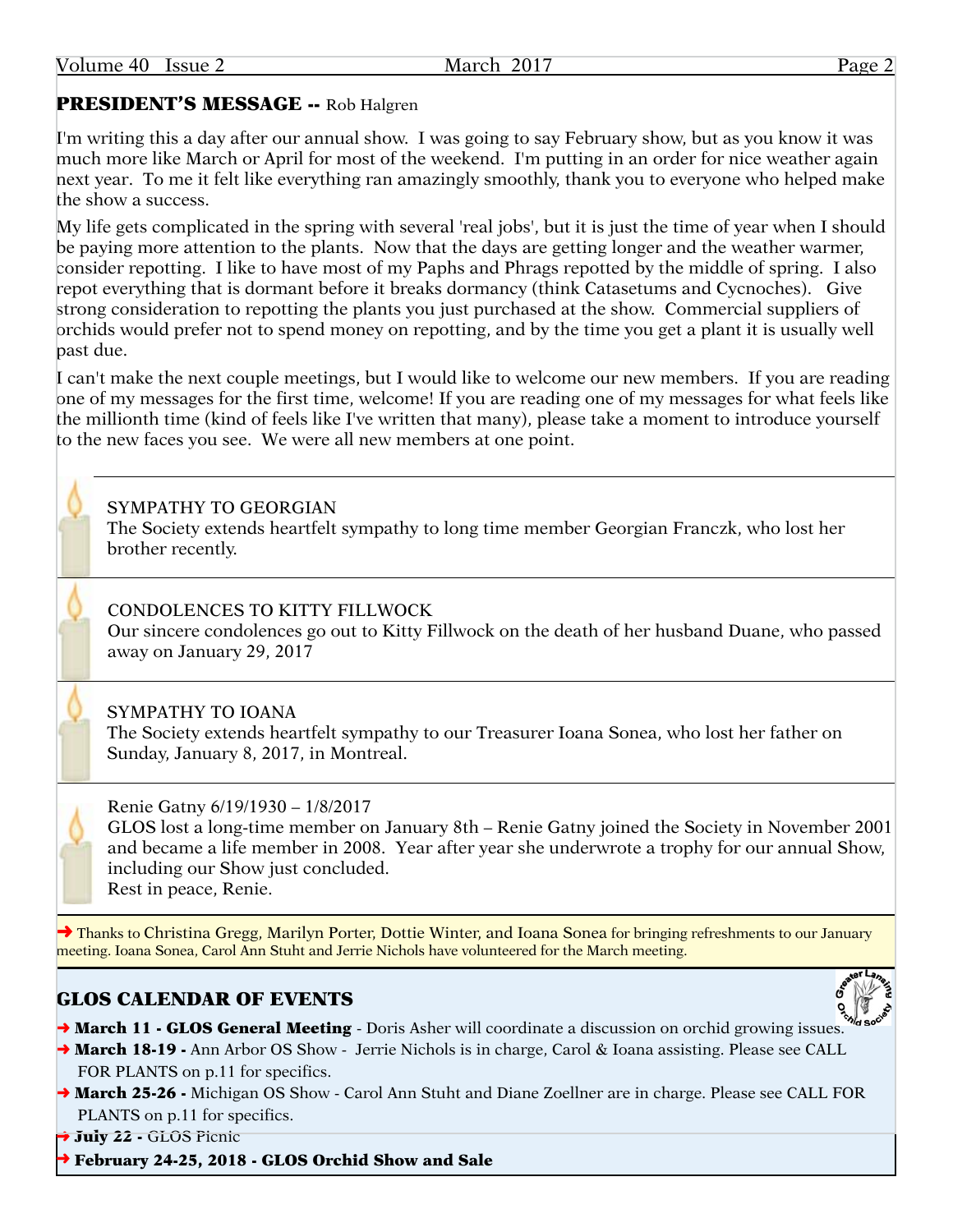## PRESIDENT'S MESSAGE -- Rob Halgren

I'm writing this a day after our annual show. I was going to say February show, but as you know it was much more like March or April for most of the weekend. I'm putting in an order for nice weather again next year. To me it felt like everything ran amazingly smoothly, thank you to everyone who helped make the show a success.

My life gets complicated in the spring with several 'real jobs', but it is just the time of year when I should be paying more attention to the plants. Now that the days are getting longer and the weather warmer, consider repotting. I like to have most of my Paphs and Phrags repotted by the middle of spring. I also repot everything that is dormant before it breaks dormancy (think Catasetums and Cycnoches). Give strong consideration to repotting the plants you just purchased at the show. Commercial suppliers of orchids would prefer not to spend money on repotting, and by the time you get a plant it is usually well past due.

I can't make the next couple meetings, but I would like to welcome our new members. If you are reading one of my messages for the first time, welcome! If you are reading one of my messages for what feels like the millionth time (kind of feels like I've written that many), please take a moment to introduce yourself to the new faces you see. We were all new members at one point.

---

SYMPATHY TO GEORGIAN
The Society extends heartfelt sympathy to long time member Georgian Franczk, who lost her brother recently.

---

CONDOLENCES TO KITTY FILLWOCK
Our sincere condolences go out to Kitty Fillwock on the death of her husband Duane, who passed away on January 29, 2017

---

SYMPATHY TO IOANA
The Society extends heartfelt sympathy to our Treasurer Ioana Sonea, who lost her father on Sunday, January 8, 2017, in Montreal.

---

Renie Gatny 6/19/1930 – 1/8/2017
GLOS lost a long-time member on January 8th – Renie Gatny joined the Society in November 2001 and became a life member in 2008. Year after year she underwrote a trophy for our annual Show, including our Show just concluded.
Rest in peace, Renie.

---

➜ Thanks to Christina Gregg, Marilyn Porter, Dottie Winter, and Ioana Sonea for bringing refreshments to our January meeting. Ioana Sonea, Carol Ann Stuht and Jerrie Nichols have volunteered for the March meeting.

## GLOS CALENDAR OF EVENTS

- ➜ **March 11 - GLOS General Meeting** - Doris Asher will coordinate a discussion on orchid growing issues.
- ➜ **March 18-19 -** Ann Arbor OS Show - Jerrie Nichols is in charge, Carol & Ioana assisting. Please see CALL FOR PLANTS on p.11 for specifics.
- ➜ **March 25-26 -** Michigan OS Show - Carol Ann Stuht and Diane Zoellner are in charge. Please see CALL FOR PLANTS on p.11 for specifics.
- ➜ **July 22 -** GLOS Picnic
- ➜ **February 24-25, 2018 - GLOS Orchid Show and Sale**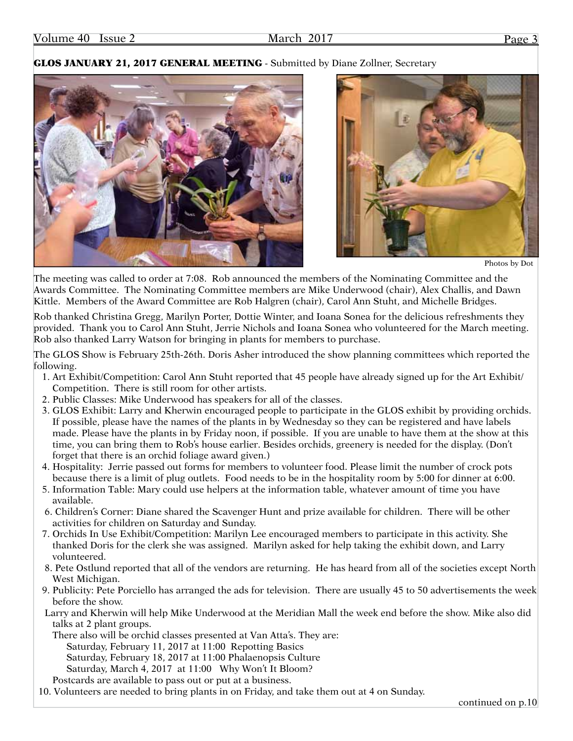## GLOS JANUARY 21, 2017 GENERAL MEETING - Submitted by Diane Zollner, Secretary

Photos by Dot

The meeting was called to order at 7:08. Rob announced the members of the Nominating Committee and the Awards Committee. The Nominating Committee members are Mike Underwood (chair), Alex Challis, and Dawn Kittle. Members of the Award Committee are Rob Halgren (chair), Carol Ann Stuht, and Michelle Bridges.

Rob thanked Christina Gregg, Marilyn Porter, Dottie Winter, and Ioana Sonea for the delicious refreshments they provided. Thank you to Carol Ann Stuht, Jerrie Nichols and Ioana Sonea who volunteered for the March meeting. Rob also thanked Larry Watson for bringing in plants for members to purchase.

The GLOS Show is February 25th-26th. Doris Asher introduced the show planning committees which reported the following.

1. Art Exhibit/Competition: Carol Ann Stuht reported that 45 people have already signed up for the Art Exhibit/Competition. There is still room for other artists.
2. Public Classes: Mike Underwood has speakers for all of the classes.
3. GLOS Exhibit: Larry and Kherwin encouraged people to participate in the GLOS exhibit by providing orchids. If possible, please have the names of the plants in by Wednesday so they can be registered and have labels made. Please have the plants in by Friday noon, if possible. If you are unable to have them at the show at this time, you can bring them to Rob's house earlier. Besides orchids, greenery is needed for the display. (Don't forget that there is an orchid foliage award given.)
4. Hospitality: Jerrie passed out forms for members to volunteer food. Please limit the number of crock pots because there is a limit of plug outlets. Food needs to be in the hospitality room by 5:00 for dinner at 6:00.
5. Information Table: Mary could use helpers at the information table, whatever amount of time you have available.
6. Children's Corner: Diane shared the Scavenger Hunt and prize available for children. There will be other activities for children on Saturday and Sunday.
7. Orchids In Use Exhibit/Competition: Marilyn Lee encouraged members to participate in this activity. She thanked Doris for the clerk she was assigned. Marilyn asked for help taking the exhibit down, and Larry volunteered.
8. Pete Ostlund reported that all of the vendors are returning. He has heard from all of the societies except North West Michigan.
9. Publicity: Pete Porciello has arranged the ads for television. There are usually 45 to 50 advertisements the week before the show.

   Larry and Kherwin will help Mike Underwood at the Meridian Mall the week end before the show. Mike also did talks at 2 plant groups.

   There also will be orchid classes presented at Van Atta's. They are:

   Saturday, February 11, 2017 at 11:00 Repotting Basics
   Saturday, February 18, 2017 at 11:00 Phalaenopsis Culture
   Saturday, March 4, 2017 at 11:00 Why Won't It Bloom?

   Postcards are available to pass out or put at a business.
10. Volunteers are needed to bring plants in on Friday, and take them out at 4 on Sunday.

continued on p.10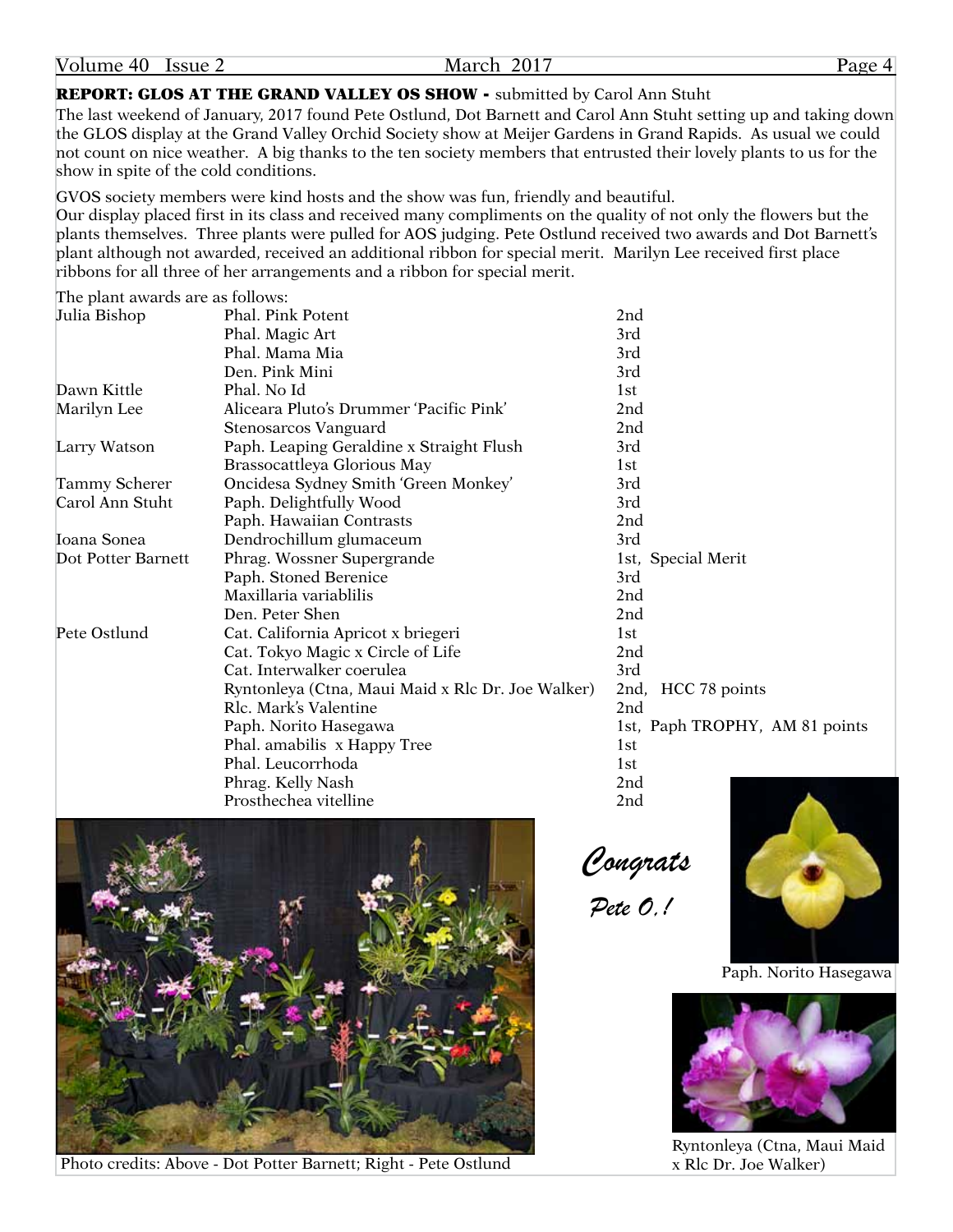**REPORT: GLOS AT THE GRAND VALLEY OS SHOW -** submitted by Carol Ann Stuht

The last weekend of January, 2017 found Pete Ostlund, Dot Barnett and Carol Ann Stuht setting up and taking down the GLOS display at the Grand Valley Orchid Society show at Meijer Gardens in Grand Rapids. As usual we could not count on nice weather. A big thanks to the ten society members that entrusted their lovely plants to us for the show in spite of the cold conditions.

GVOS society members were kind hosts and the show was fun, friendly and beautiful.

Our display placed first in its class and received many compliments on the quality of not only the flowers but the plants themselves. Three plants were pulled for AOS judging. Pete Ostlund received two awards and Dot Barnett's plant although not awarded, received an additional ribbon for special merit. Marilyn Lee received first place ribbons for all three of her arrangements and a ribbon for special merit.

The plant awards are as follows:

| | | |
|---|---|---|
| Julia Bishop | Phal. Pink Potent | 2nd |
| | Phal. Magic Art | 3rd |
| | Phal. Mama Mia | 3rd |
| | Den. Pink Mini | 3rd |
| Dawn Kittle | Phal. No Id | 1st |
| Marilyn Lee | Aliceara Pluto's Drummer 'Pacific Pink' | 2nd |
| | Stenosarcos Vanguard | 2nd |
| Larry Watson | Paph. Leaping Geraldine x Straight Flush | 3rd |
| | Brassocattleya Glorious May | 1st |
| Tammy Scherer | Oncidesa Sydney Smith 'Green Monkey' | 3rd |
| Carol Ann Stuht | Paph. Delightfully Wood | 3rd |
| | Paph. Hawaiian Contrasts | 2nd |
| Ioana Sonea | Dendrochillum glumaceum | 3rd |
| Dot Potter Barnett | Phrag. Wossner Supergrande | 1st, Special Merit |
| | Paph. Stoned Berenice | 3rd |
| | Maxillaria variablilis | 2nd |
| | Den. Peter Shen | 2nd |
| Pete Ostlund | Cat. California Apricot x briegeri | 1st |
| | Cat. Tokyo Magic x Circle of Life | 2nd |
| | Cat. Interwalker coerulea | 3rd |
| | Ryntonleya (Ctna, Maui Maid x Rlc Dr. Joe Walker) | 2nd, HCC 78 points |
| | Rlc. Mark's Valentine | 2nd |
| | Paph. Norito Hasegawa | 1st, Paph TROPHY, AM 81 points |
| | Phal. amabilis x Happy Tree | 1st |
| | Phal. Leucorrhoda | 1st |
| | Phrag. Kelly Nash | 2nd |
| | Prosthechea vitelline | 2nd |

*Congrats Pete O.!*

Paph. Norito Hasegawa

Ryntonleya (Ctna, Maui Maid x Rlc Dr. Joe Walker)

Photo credits: Above - Dot Potter Barnett; Right - Pete Ostlund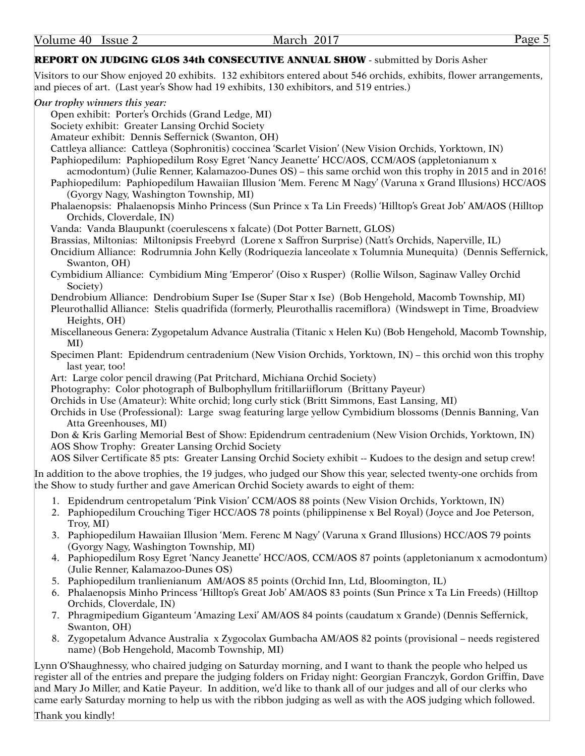## REPORT ON JUDGING GLOS 34th CONSECUTIVE ANNUAL SHOW - submitted by Doris Asher

Visitors to our Show enjoyed 20 exhibits. 132 exhibitors entered about 546 orchids, exhibits, flower arrangements, and pieces of art. (Last year's Show had 19 exhibits, 130 exhibitors, and 519 entries.)

***Our trophy winners this year:***

Open exhibit: Porter's Orchids (Grand Ledge, MI)
Society exhibit: Greater Lansing Orchid Society
Amateur exhibit: Dennis Seffernick (Swanton, OH)
Cattleya alliance: Cattleya (Sophronitis) coccinea 'Scarlet Vision' (New Vision Orchids, Yorktown, IN)
Paphiopedilum: Paphiopedilum Rosy Egret 'Nancy Jeanette' HCC/AOS, CCM/AOS (appletonianum x acmodontum) (Julie Renner, Kalamazoo-Dunes OS) – this same orchid won this trophy in 2015 and in 2016!
Paphiopedilum: Paphiopedilum Hawaiian Illusion 'Mem. Ferenc M Nagy' (Varuna x Grand Illusions) HCC/AOS (Gyorgy Nagy, Washington Township, MI)
Phalaenopsis: Phalaenopsis Minho Princess (Sun Prince x Ta Lin Freeds) 'Hilltop's Great Job' AM/AOS (Hilltop Orchids, Cloverdale, IN)
Vanda: Vanda Blaupunkt (coerulescens x falcate) (Dot Potter Barnett, GLOS)
Brassias, Miltonias: Miltonipsis Freebyrd (Lorene x Saffron Surprise) (Natt's Orchids, Naperville, IL)
Oncidium Alliance: Rodrumnia John Kelly (Rodriquezia lanceolate x Tolumnia Munequita) (Dennis Seffernick, Swanton, OH)
Cymbidium Alliance: Cymbidium Ming 'Emperor' (Oiso x Rusper) (Rollie Wilson, Saginaw Valley Orchid Society)
Dendrobium Alliance: Dendrobium Super Ise (Super Star x Ise) (Bob Hengehold, Macomb Township, MI)
Pleurothallid Alliance: Stelis quadrifida (formerly, Pleurothallis racemiflora) (Windswept in Time, Broadview Heights, OH)
Miscellaneous Genera: Zygopetalum Advance Australia (Titanic x Helen Ku) (Bob Hengehold, Macomb Township, MI)
Specimen Plant: Epidendrum centradenium (New Vision Orchids, Yorktown, IN) – this orchid won this trophy last year, too!
Art: Large color pencil drawing (Pat Pritchard, Michiana Orchid Society)
Photography: Color photograph of Bulbophyllum fritillariiflorum (Brittany Payeur)
Orchids in Use (Amateur): White orchid; long curly stick (Britt Simmons, East Lansing, MI)
Orchids in Use (Professional): Large swag featuring large yellow Cymbidium blossoms (Dennis Banning, Van Atta Greenhouses, MI)
Don & Kris Garling Memorial Best of Show: Epidendrum centradenium (New Vision Orchids, Yorktown, IN)
AOS Show Trophy: Greater Lansing Orchid Society
AOS Silver Certificate 85 pts: Greater Lansing Orchid Society exhibit -- Kudoes to the design and setup crew!

In addition to the above trophies, the 19 judges, who judged our Show this year, selected twenty-one orchids from the Show to study further and gave American Orchid Society awards to eight of them:

1. Epidendrum centropetalum 'Pink Vision' CCM/AOS 88 points (New Vision Orchids, Yorktown, IN)
2. Paphiopedilum Crouching Tiger HCC/AOS 78 points (philippinense x Bel Royal) (Joyce and Joe Peterson, Troy, MI)
3. Paphiopedilum Hawaiian Illusion 'Mem. Ferenc M Nagy' (Varuna x Grand Illusions) HCC/AOS 79 points (Gyorgy Nagy, Washington Township, MI)
4. Paphiopedilum Rosy Egret 'Nancy Jeanette' HCC/AOS, CCM/AOS 87 points (appletonianum x acmodontum) (Julie Renner, Kalamazoo-Dunes OS)
5. Paphiopedilum tranlienianum AM/AOS 85 points (Orchid Inn, Ltd, Bloomington, IL)
6. Phalaenopsis Minho Princess 'Hilltop's Great Job' AM/AOS 83 points (Sun Prince x Ta Lin Freeds) (Hilltop Orchids, Cloverdale, IN)
7. Phragmipedium Giganteum 'Amazing Lexi' AM/AOS 84 points (caudatum x Grande) (Dennis Seffernick, Swanton, OH)
8. Zygopetalum Advance Australia x Zygocolax Gumbacha AM/AOS 82 points (provisional – needs registered name) (Bob Hengehold, Macomb Township, MI)

Lynn O'Shaughnessy, who chaired judging on Saturday morning, and I want to thank the people who helped us register all of the entries and prepare the judging folders on Friday night: Georgian Franczyk, Gordon Griffin, Dave and Mary Jo Miller, and Katie Payeur. In addition, we'd like to thank all of our judges and all of our clerks who came early Saturday morning to help us with the ribbon judging as well as with the AOS judging which followed.

Thank you kindly!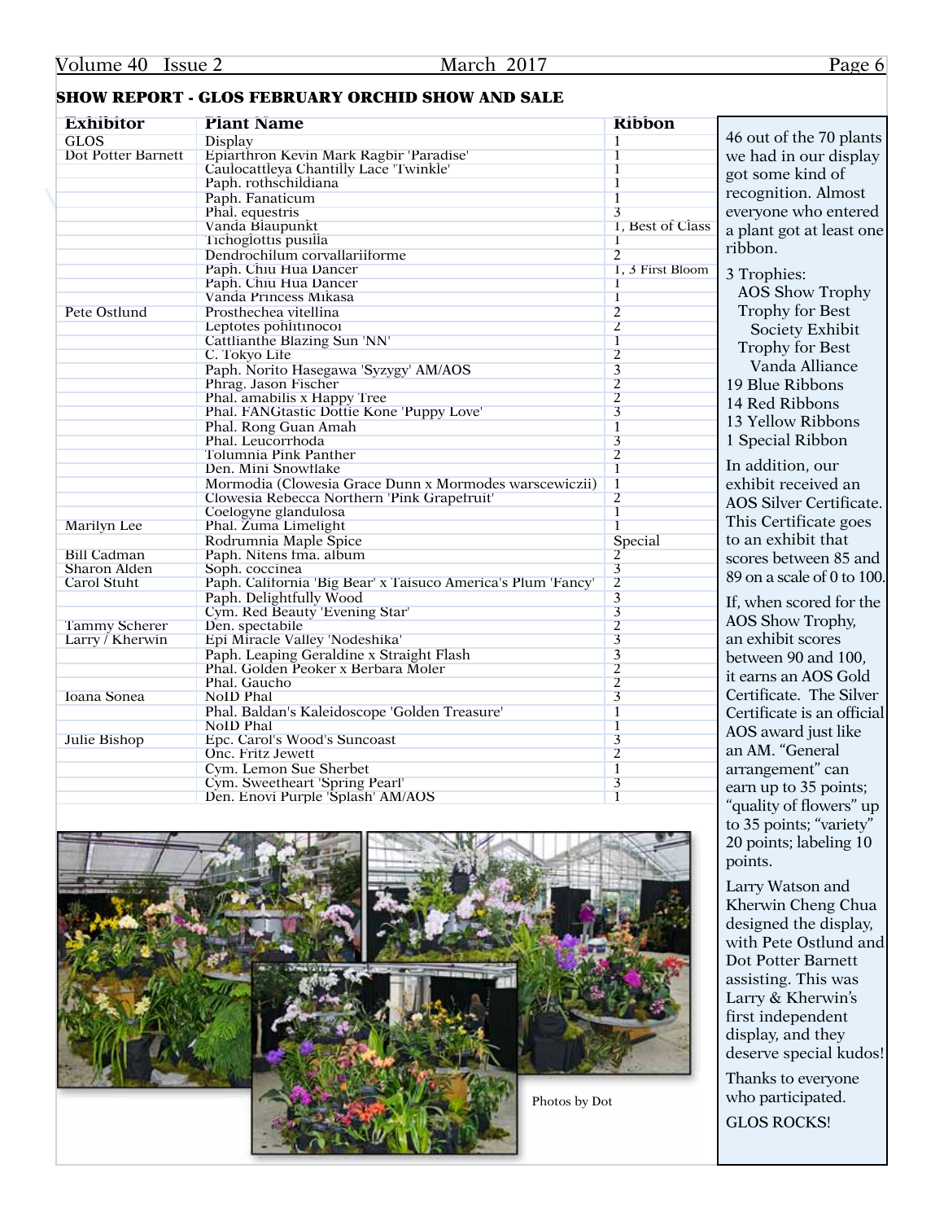## SHOW REPORT - GLOS FEBRUARY ORCHID SHOW AND SALE

| Exhibitor | Plant Name | Ribbon |
|---|---|---|
| GLOS | Display | 1 |
| Dot Potter Barnett | Epiarthron Kevin Mark Ragbir 'Paradise' | 1 |
| | Caulocattleya Chantilly Lace 'Twinkle' | 1 |
| | Paph. rothschildiana | 1 |
| | Paph. Fanaticum | 1 |
| | Phal. equestris | 3 |
| | Vanda Blaupunkt | 1, Best of Class |
| | Tichoglottis pusilla | 1 |
| | Dendrochilum corvallariiforme | 2 |
| | Paph. Chiu Hua Dancer | 1, 3 First Bloom |
| | Paph. Chiu Hua Dancer | 1 |
| | Vanda Princess Mikasa | 1 |
| Pete Ostlund | Prosthechea vitellina | 2 |
| | Leptotes pohlitinocoi | 2 |
| | Cattlianthe Blazing Sun 'NN' | 1 |
| | C. Tokyo Life | 2 |
| | Paph. Norito Hasegawa 'Syzygy' AM/AOS | 3 |
| | Phrag. Jason Fischer | 2 |
| | Phal. amabilis x Happy Tree | 2 |
| | Phal. FANGtastic Dottie Kone 'Puppy Love' | 3 |
| | Phal. Rong Guan Amah | 1 |
| | Phal. Leucorrhoda | 3 |
| | Tolumnia Pink Panther | 2 |
| | Den. Mini Snowflake | 1 |
| | Mormodia (Clowesia Grace Dunn x Mormodes warscewiczii) | 1 |
| | Clowesia Rebecca Northern 'Pink Grapefruit' | 2 |
| | Coelogyne glandulosa | 1 |
| Marilyn Lee | Phal. Zuma Limelight | 1 |
| | Rodrumnia Maple Spice | Special |
| Bill Cadman | Paph. Nitens fma. album | 2 |
| Sharon Alden | Soph. coccinea | 3 |
| Carol Stuht | Paph. California 'Big Bear' x Taisuco America's Plum 'Fancy' | 2 |
| | Paph. Delightfully Wood | 3 |
| | Cym. Red Beauty 'Evening Star' | 3 |
| Tammy Scherer | Den. spectabile | 2 |
| Larry / Kherwin | Epi Miracle Valley 'Nodeshika' | 3 |
| | Paph. Leaping Geraldine x Straight Flash | 3 |
| | Phal. Golden Peoker x Berbara Moler | 2 |
| | Phal. Gaucho | 2 |
| Ioana Sonea | NoID Phal | 3 |
| | Phal. Baldan's Kaleidoscope 'Golden Treasure' | 1 |
| | NoID Phal | 1 |
| Julie Bishop | Epc. Carol's Wood's Suncoast | 3 |
| | Onc. Fritz Jewett | 2 |
| | Cym. Lemon Sue Sherbet | 1 |
| | Cym. Sweetheart 'Spring Pearl' | 3 |
| | Den. Enovi Purple 'Splash' AM/AOS | 1 |

Photos by Dot

46 out of the 70 plants we had in our display got some kind of recognition. Almost everyone who entered a plant got at least one ribbon.

3 Trophies:
- AOS Show Trophy
- Trophy for Best Society Exhibit
- Trophy for Best Vanda Alliance

19 Blue Ribbons
14 Red Ribbons
13 Yellow Ribbons
1 Special Ribbon

In addition, our exhibit received an AOS Silver Certificate. This Certificate goes to an exhibit that scores between 85 and 89 on a scale of 0 to 100.

If, when scored for the AOS Show Trophy, an exhibit scores between 90 and 100, it earns an AOS Gold Certificate. The Silver Certificate is an official AOS award just like an AM. "General arrangement" can earn up to 35 points; "quality of flowers" up to 35 points; "variety" 20 points; labeling 10 points.

Larry Watson and Kherwin Cheng Chua designed the display, with Pete Ostlund and Dot Potter Barnett assisting. This was Larry & Kherwin's first independent display, and they deserve special kudos!

Thanks to everyone who participated.

GLOS ROCKS!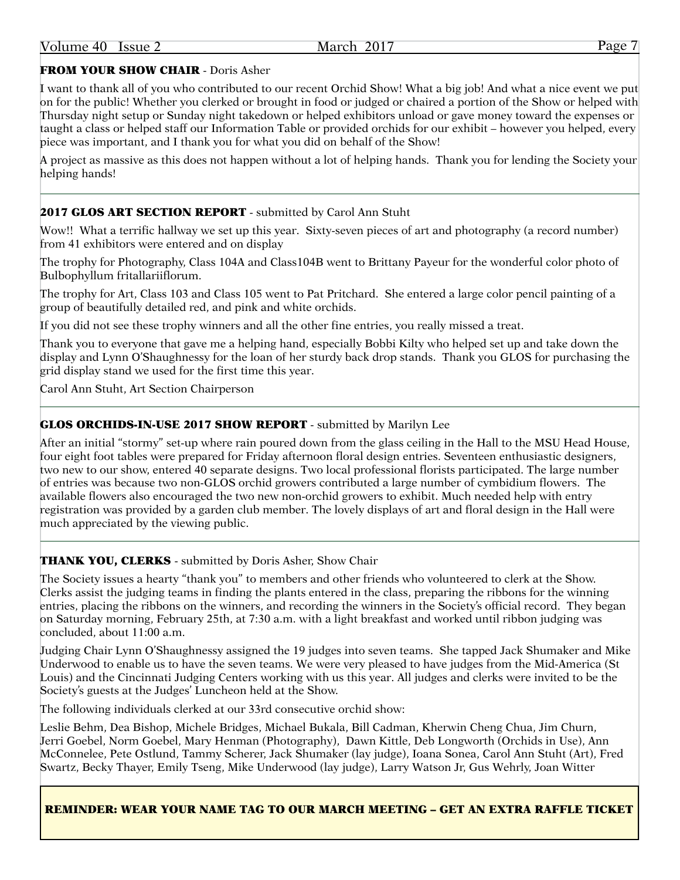**FROM YOUR SHOW CHAIR** - Doris Asher

I want to thank all of you who contributed to our recent Orchid Show! What a big job! And what a nice event we put on for the public! Whether you clerked or brought in food or judged or chaired a portion of the Show or helped with Thursday night setup or Sunday night takedown or helped exhibitors unload or gave money toward the expenses or taught a class or helped staff our Information Table or provided orchids for our exhibit – however you helped, every piece was important, and I thank you for what you did on behalf of the Show!

A project as massive as this does not happen without a lot of helping hands. Thank you for lending the Society your helping hands!

---

**2017 GLOS ART SECTION REPORT** - submitted by Carol Ann Stuht

Wow!! What a terrific hallway we set up this year. Sixty-seven pieces of art and photography (a record number) from 41 exhibitors were entered and on display

The trophy for Photography, Class 104A and Class104B went to Brittany Payeur for the wonderful color photo of Bulbophyllum fritallariiflorum.

The trophy for Art, Class 103 and Class 105 went to Pat Pritchard. She entered a large color pencil painting of a group of beautifully detailed red, and pink and white orchids.

If you did not see these trophy winners and all the other fine entries, you really missed a treat.

Thank you to everyone that gave me a helping hand, especially Bobbi Kilty who helped set up and take down the display and Lynn O'Shaughnessy for the loan of her sturdy back drop stands. Thank you GLOS for purchasing the grid display stand we used for the first time this year.

Carol Ann Stuht, Art Section Chairperson

---

**GLOS ORCHIDS-IN-USE 2017 SHOW REPORT** - submitted by Marilyn Lee

After an initial "stormy" set-up where rain poured down from the glass ceiling in the Hall to the MSU Head House, four eight foot tables were prepared for Friday afternoon floral design entries. Seventeen enthusiastic designers, two new to our show, entered 40 separate designs. Two local professional florists participated. The large number of entries was because two non-GLOS orchid growers contributed a large number of cymbidium flowers. The available flowers also encouraged the two new non-orchid growers to exhibit. Much needed help with entry registration was provided by a garden club member. The lovely displays of art and floral design in the Hall were much appreciated by the viewing public.

---

**THANK YOU, CLERKS** - submitted by Doris Asher, Show Chair

The Society issues a hearty "thank you" to members and other friends who volunteered to clerk at the Show. Clerks assist the judging teams in finding the plants entered in the class, preparing the ribbons for the winning entries, placing the ribbons on the winners, and recording the winners in the Society's official record. They began on Saturday morning, February 25th, at 7:30 a.m. with a light breakfast and worked until ribbon judging was concluded, about 11:00 a.m.

Judging Chair Lynn O'Shaughnessy assigned the 19 judges into seven teams. She tapped Jack Shumaker and Mike Underwood to enable us to have the seven teams. We were very pleased to have judges from the Mid-America (St Louis) and the Cincinnati Judging Centers working with us this year. All judges and clerks were invited to be the Society's guests at the Judges' Luncheon held at the Show.

The following individuals clerked at our 33rd consecutive orchid show:

Leslie Behm, Dea Bishop, Michele Bridges, Michael Bukala, Bill Cadman, Kherwin Cheng Chua, Jim Churn, Jerri Goebel, Norm Goebel, Mary Henman (Photography), Dawn Kittle, Deb Longworth (Orchids in Use), Ann McConnelee, Pete Ostlund, Tammy Scherer, Jack Shumaker (lay judge), Ioana Sonea, Carol Ann Stuht (Art), Fred Swartz, Becky Thayer, Emily Tseng, Mike Underwood (lay judge), Larry Watson Jr, Gus Wehrly, Joan Witter

**REMINDER: WEAR YOUR NAME TAG TO OUR MARCH MEETING – GET AN EXTRA RAFFLE TICKET**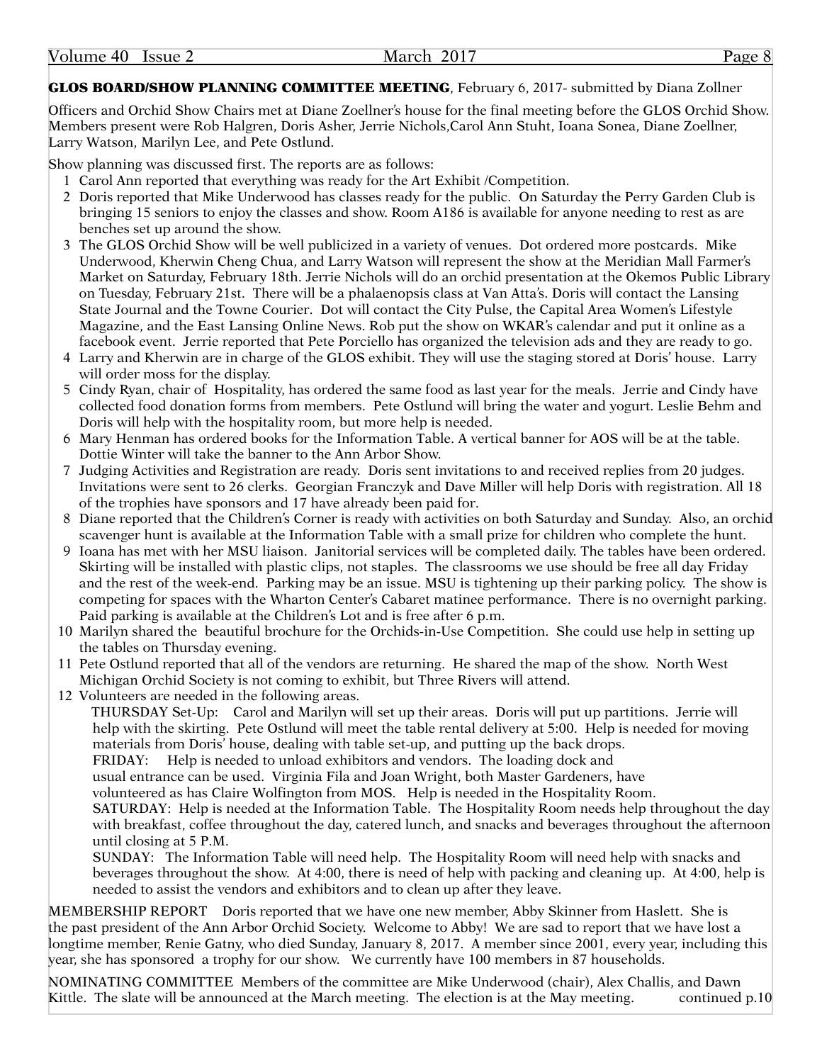**GLOS BOARD/SHOW PLANNING COMMITTEE MEETING**, February 6, 2017- submitted by Diana Zollner

Officers and Orchid Show Chairs met at Diane Zoellner's house for the final meeting before the GLOS Orchid Show. Members present were Rob Halgren, Doris Asher, Jerrie Nichols,Carol Ann Stuht, Ioana Sonea, Diane Zoellner, Larry Watson, Marilyn Lee, and Pete Ostlund.

Show planning was discussed first. The reports are as follows:

1. Carol Ann reported that everything was ready for the Art Exhibit /Competition.
2. Doris reported that Mike Underwood has classes ready for the public. On Saturday the Perry Garden Club is bringing 15 seniors to enjoy the classes and show. Room A186 is available for anyone needing to rest as are benches set up around the show.
3. The GLOS Orchid Show will be well publicized in a variety of venues. Dot ordered more postcards. Mike Underwood, Kherwin Cheng Chua, and Larry Watson will represent the show at the Meridian Mall Farmer's Market on Saturday, February 18th. Jerrie Nichols will do an orchid presentation at the Okemos Public Library on Tuesday, February 21st. There will be a phalaenopsis class at Van Atta's. Doris will contact the Lansing State Journal and the Towne Courier. Dot will contact the City Pulse, the Capital Area Women's Lifestyle Magazine, and the East Lansing Online News. Rob put the show on WKAR's calendar and put it online as a facebook event. Jerrie reported that Pete Porciello has organized the television ads and they are ready to go.
4. Larry and Kherwin are in charge of the GLOS exhibit. They will use the staging stored at Doris' house. Larry will order moss for the display.
5. Cindy Ryan, chair of Hospitality, has ordered the same food as last year for the meals. Jerrie and Cindy have collected food donation forms from members. Pete Ostlund will bring the water and yogurt. Leslie Behm and Doris will help with the hospitality room, but more help is needed.
6. Mary Henman has ordered books for the Information Table. A vertical banner for AOS will be at the table. Dottie Winter will take the banner to the Ann Arbor Show.
7. Judging Activities and Registration are ready. Doris sent invitations to and received replies from 20 judges. Invitations were sent to 26 clerks. Georgian Franczyk and Dave Miller will help Doris with registration. All 18 of the trophies have sponsors and 17 have already been paid for.
8. Diane reported that the Children's Corner is ready with activities on both Saturday and Sunday. Also, an orchid scavenger hunt is available at the Information Table with a small prize for children who complete the hunt.
9. Ioana has met with her MSU liaison. Janitorial services will be completed daily. The tables have been ordered. Skirting will be installed with plastic clips, not staples. The classrooms we use should be free all day Friday and the rest of the week-end. Parking may be an issue. MSU is tightening up their parking policy. The show is competing for spaces with the Wharton Center's Cabaret matinee performance. There is no overnight parking. Paid parking is available at the Children's Lot and is free after 6 p.m.
10. Marilyn shared the beautiful brochure for the Orchids-in-Use Competition. She could use help in setting up the tables on Thursday evening.
11. Pete Ostlund reported that all of the vendors are returning. He shared the map of the show. North West Michigan Orchid Society is not coming to exhibit, but Three Rivers will attend.
12. Volunteers are needed in the following areas.

    THURSDAY Set-Up: Carol and Marilyn will set up their areas. Doris will put up partitions. Jerrie will help with the skirting. Pete Ostlund will meet the table rental delivery at 5:00. Help is needed for moving materials from Doris' house, dealing with table set-up, and putting up the back drops.

    FRIDAY: Help is needed to unload exhibitors and vendors. The loading dock and usual entrance can be used. Virginia Fila and Joan Wright, both Master Gardeners, have volunteered as has Claire Wolfington from MOS. Help is needed in the Hospitality Room.

    SATURDAY: Help is needed at the Information Table. The Hospitality Room needs help throughout the day with breakfast, coffee throughout the day, catered lunch, and snacks and beverages throughout the afternoon until closing at 5 P.M.

    SUNDAY: The Information Table will need help. The Hospitality Room will need help with snacks and beverages throughout the show. At 4:00, there is need of help with packing and cleaning up. At 4:00, help is needed to assist the vendors and exhibitors and to clean up after they leave.

MEMBERSHIP REPORT Doris reported that we have one new member, Abby Skinner from Haslett. She is the past president of the Ann Arbor Orchid Society. Welcome to Abby! We are sad to report that we have lost a longtime member, Renie Gatny, who died Sunday, January 8, 2017. A member since 2001, every year, including this year, she has sponsored a trophy for our show. We currently have 100 members in 87 households.

NOMINATING COMMITTEE Members of the committee are Mike Underwood (chair), Alex Challis, and Dawn Kittle. The slate will be announced at the March meeting. The election is at the May meeting. continued p.10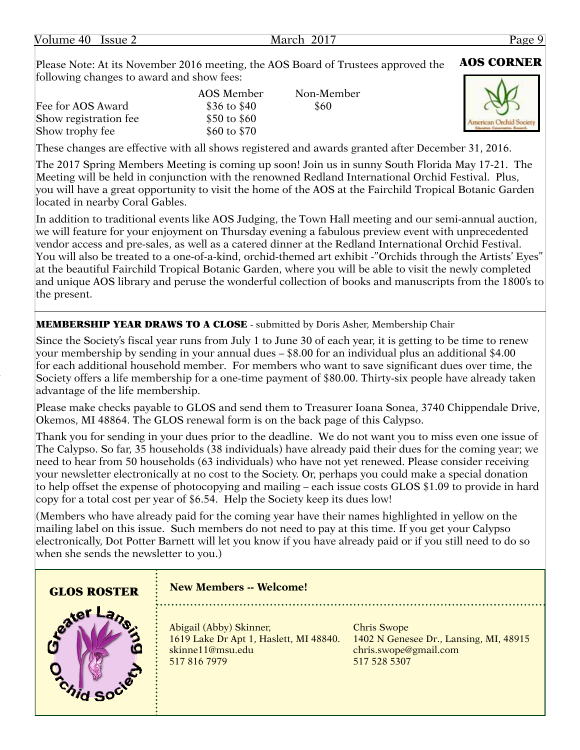## AOS CORNER

Please Note: At its November 2016 meeting, the AOS Board of Trustees approved the following changes to award and show fees:

| | AOS Member | Non-Member |
|---|---|---|
| Fee for AOS Award | $36 to $40 | $60 |
| Show registration fee | $50 to $60 | |
| Show trophy fee | $60 to $70 | |

These changes are effective with all shows registered and awards granted after December 31, 2016.

The 2017 Spring Members Meeting is coming up soon! Join us in sunny South Florida May 17-21. The Meeting will be held in conjunction with the renowned Redland International Orchid Festival. Plus, you will have a great opportunity to visit the home of the AOS at the Fairchild Tropical Botanic Garden located in nearby Coral Gables.

In addition to traditional events like AOS Judging, the Town Hall meeting and our semi-annual auction, we will feature for your enjoyment on Thursday evening a fabulous preview event with unprecedented vendor access and pre-sales, as well as a catered dinner at the Redland International Orchid Festival. You will also be treated to a one-of-a-kind, orchid-themed art exhibit -"Orchids through the Artists' Eyes" at the beautiful Fairchild Tropical Botanic Garden, where you will be able to visit the newly completed and unique AOS library and peruse the wonderful collection of books and manuscripts from the 1800's to the present.

**MEMBERSHIP YEAR DRAWS TO A CLOSE** - submitted by Doris Asher, Membership Chair

Since the Society's fiscal year runs from July 1 to June 30 of each year, it is getting to be time to renew your membership by sending in your annual dues – $8.00 for an individual plus an additional $4.00 for each additional household member. For members who want to save significant dues over time, the Society offers a life membership for a one-time payment of $80.00. Thirty-six people have already taken advantage of the life membership.

Please make checks payable to GLOS and send them to Treasurer Ioana Sonea, 3740 Chippendale Drive, Okemos, MI 48864. The GLOS renewal form is on the back page of this Calypso.

Thank you for sending in your dues prior to the deadline. We do not want you to miss even one issue of The Calypso. So far, 35 households (38 individuals) have already paid their dues for the coming year; we need to hear from 50 households (63 individuals) who have not yet renewed. Please consider receiving your newsletter electronically at no cost to the Society. Or, perhaps you could make a special donation to help offset the expense of photocopying and mailing – each issue costs GLOS $1.09 to provide in hard copy for a total cost per year of $6.54. Help the Society keep its dues low!

(Members who have already paid for the coming year have their names highlighted in yellow on the mailing label on this issue. Such members do not need to pay at this time. If you get your Calypso electronically, Dot Potter Barnett will let you know if you have already paid or if you still need to do so when she sends the newsletter to you.)

## GLOS ROSTER

**New Members -- Welcome!**

Abigail (Abby) Skinner,
1619 Lake Dr Apt 1, Haslett, MI 48840.
skinne11@msu.edu
517 816 7979

Chris Swope
1402 N Genesee Dr., Lansing, MI, 48915
chris.swope@gmail.com
517 528 5307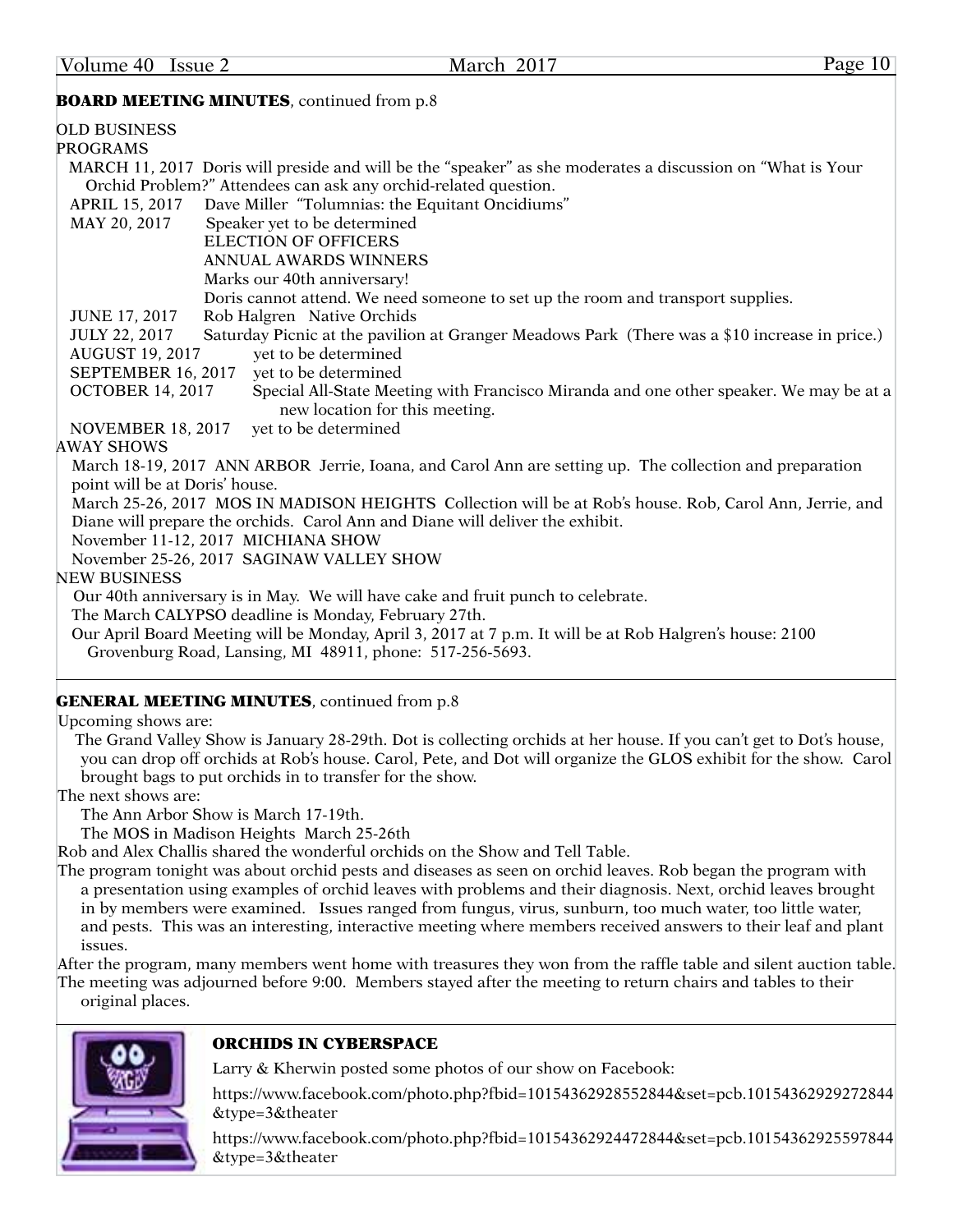**BOARD MEETING MINUTES**, continued from p.8

OLD BUSINESS

PROGRAMS

MARCH 11, 2017 Doris will preside and will be the "speaker" as she moderates a discussion on "What is Your Orchid Problem?" Attendees can ask any orchid-related question.

APRIL 15, 2017 Dave Miller "Tolumnias: the Equitant Oncidiums"

MAY 20, 2017 Speaker yet to be determined
ELECTION OF OFFICERS
ANNUAL AWARDS WINNERS
Marks our 40th anniversary!
Doris cannot attend. We need someone to set up the room and transport supplies.

JUNE 17, 2017 Rob Halgren Native Orchids

JULY 22, 2017 Saturday Picnic at the pavilion at Granger Meadows Park (There was a $10 increase in price.)

AUGUST 19, 2017 yet to be determined

SEPTEMBER 16, 2017 yet to be determined

OCTOBER 14, 2017 Special All-State Meeting with Francisco Miranda and one other speaker. We may be at a new location for this meeting.

NOVEMBER 18, 2017 yet to be determined

AWAY SHOWS

March 18-19, 2017 ANN ARBOR Jerrie, Ioana, and Carol Ann are setting up. The collection and preparation point will be at Doris' house.

March 25-26, 2017 MOS IN MADISON HEIGHTS Collection will be at Rob's house. Rob, Carol Ann, Jerrie, and Diane will prepare the orchids. Carol Ann and Diane will deliver the exhibit.

November 11-12, 2017 MICHIANA SHOW

November 25-26, 2017 SAGINAW VALLEY SHOW

NEW BUSINESS

Our 40th anniversary is in May. We will have cake and fruit punch to celebrate.

The March CALYPSO deadline is Monday, February 27th.

Our April Board Meeting will be Monday, April 3, 2017 at 7 p.m. It will be at Rob Halgren's house: 2100 Grovenburg Road, Lansing, MI 48911, phone: 517-256-5693.

---

**GENERAL MEETING MINUTES**, continued from p.8

Upcoming shows are:

The Grand Valley Show is January 28-29th. Dot is collecting orchids at her house. If you can't get to Dot's house, you can drop off orchids at Rob's house. Carol, Pete, and Dot will organize the GLOS exhibit for the show. Carol brought bags to put orchids in to transfer for the show.

The next shows are:

The Ann Arbor Show is March 17-19th.

The MOS in Madison Heights March 25-26th

Rob and Alex Challis shared the wonderful orchids on the Show and Tell Table.

The program tonight was about orchid pests and diseases as seen on orchid leaves. Rob began the program with a presentation using examples of orchid leaves with problems and their diagnosis. Next, orchid leaves brought in by members were examined. Issues ranged from fungus, virus, sunburn, too much water, too little water, and pests. This was an interesting, interactive meeting where members received answers to their leaf and plant issues.

After the program, many members went home with treasures they won from the raffle table and silent auction table.

The meeting was adjourned before 9:00. Members stayed after the meeting to return chairs and tables to their original places.

---

**ORCHIDS IN CYBERSPACE**

Larry & Kherwin posted some photos of our show on Facebook:

https://www.facebook.com/photo.php?fbid=10154362928552844&set=pcb.10154362929272844&type=3&theater

https://www.facebook.com/photo.php?fbid=10154362924472844&set=pcb.10154362925597844&type=3&theater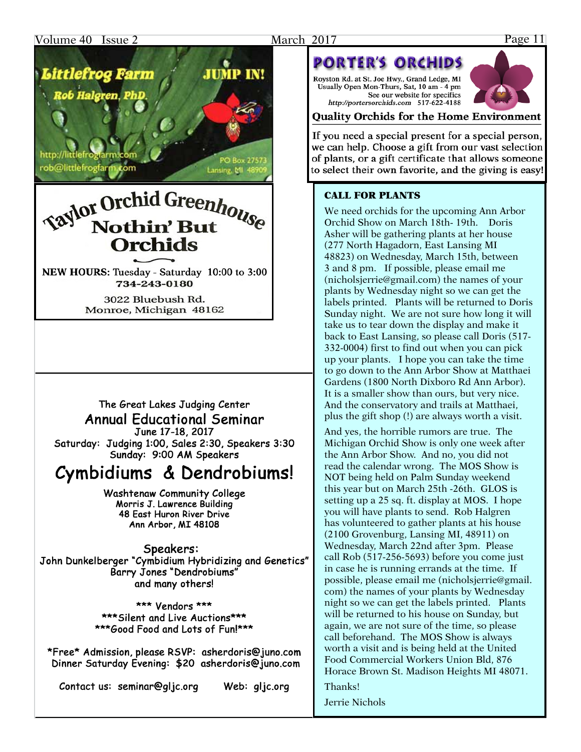**Littlefrog Farm** **JUMP IN!**

**Rob Halgren, PhD.**

http://littlefrogfarm.com
rob@littlefrogfarm.com

PO Box 27573
Lansing, MI 48909

## Taylor Orchid Greenhouse

## Nothin' But Orchids

**NEW HOURS:** Tuesday - Saturday 10:00 to 3:00
**734-243-0180**

3022 Bluebush Rd.
Monroe, Michigan 48162

The Great Lakes Judging Center

## Annual Educational Seminar

June 17-18, 2017
Saturday: Judging 1:00, Sales 2:30, Speakers 3:30
Sunday: 9:00 AM Speakers

# Cymbidiums & Dendrobiums!

Washtenaw Community College
Morris J. Lawrence Building
48 East Huron River Drive
Ann Arbor, MI 48108

Speakers:
John Dunkelberger "Cymbidium Hybridizing and Genetics"
Barry Jones "Dendrobiums"
and many others!

\*\*\* Vendors \*\*\*
\*\*\*Silent and Live Auctions\*\*\*
\*\*\*Good Food and Lots of Fun!\*\*\*

\*Free\* Admission, please RSVP: asherdoris@juno.com
Dinner Saturday Evening: $20 asherdoris@juno.com

Contact us: seminar@gljc.org    Web: gljc.org

## PORTER'S ORCHIDS

Royston Rd. at St. Joe Hwy., Grand Ledge, MI
Usually Open Mon-Thurs, Sat, 10 am - 4 pm
See our website for specifics
*http://portersorchids.com* 517-622-4188

**Quality Orchids for the Home Environment**

If you need a special present for a special person, we can help. Choose a gift from our vast selection of plants, or a gift certificate that allows someone to select their own favorite, and the giving is easy!

### CALL FOR PLANTS

We need orchids for the upcoming Ann Arbor Orchid Show on March 18th- 19th. Doris Asher will be gathering plants at her house (277 North Hagadorn, East Lansing MI 48823) on Wednesday, March 15th, between 3 and 8 pm. If possible, please email me (nicholsjerrie@gmail.com) the names of your plants by Wednesday night so we can get the labels printed. Plants will be returned to Doris Sunday night. We are not sure how long it will take us to tear down the display and make it back to East Lansing, so please call Doris (517-332-0004) first to find out when you can pick up your plants. I hope you can take the time to go down to the Ann Arbor Show at Matthaei Gardens (1800 North Dixboro Rd Ann Arbor). It is a smaller show than ours, but very nice. And the conservatory and trails at Matthaei, plus the gift shop (!) are always worth a visit.

And yes, the horrible rumors are true. The Michigan Orchid Show is only one week after the Ann Arbor Show. And no, you did not read the calendar wrong. The MOS Show is NOT being held on Palm Sunday weekend this year but on March 25th -26th. GLOS is setting up a 25 sq. ft. display at MOS. I hope you will have plants to send. Rob Halgren has volunteered to gather plants at his house (2100 Grovenburg, Lansing MI, 48911) on Wednesday, March 22nd after 3pm. Please call Rob (517-256-5693) before you come just in case he is running errands at the time. If possible, please email me (nicholsjerrie@gmail.com) the names of your plants by Wednesday night so we can get the labels printed. Plants will be returned to his house on Sunday, but again, we are not sure of the time, so please call beforehand. The MOS Show is always worth a visit and is being held at the United Food Commercial Workers Union Bld, 876 Horace Brown St. Madison Heights MI 48071.

Thanks!

Jerrie Nichols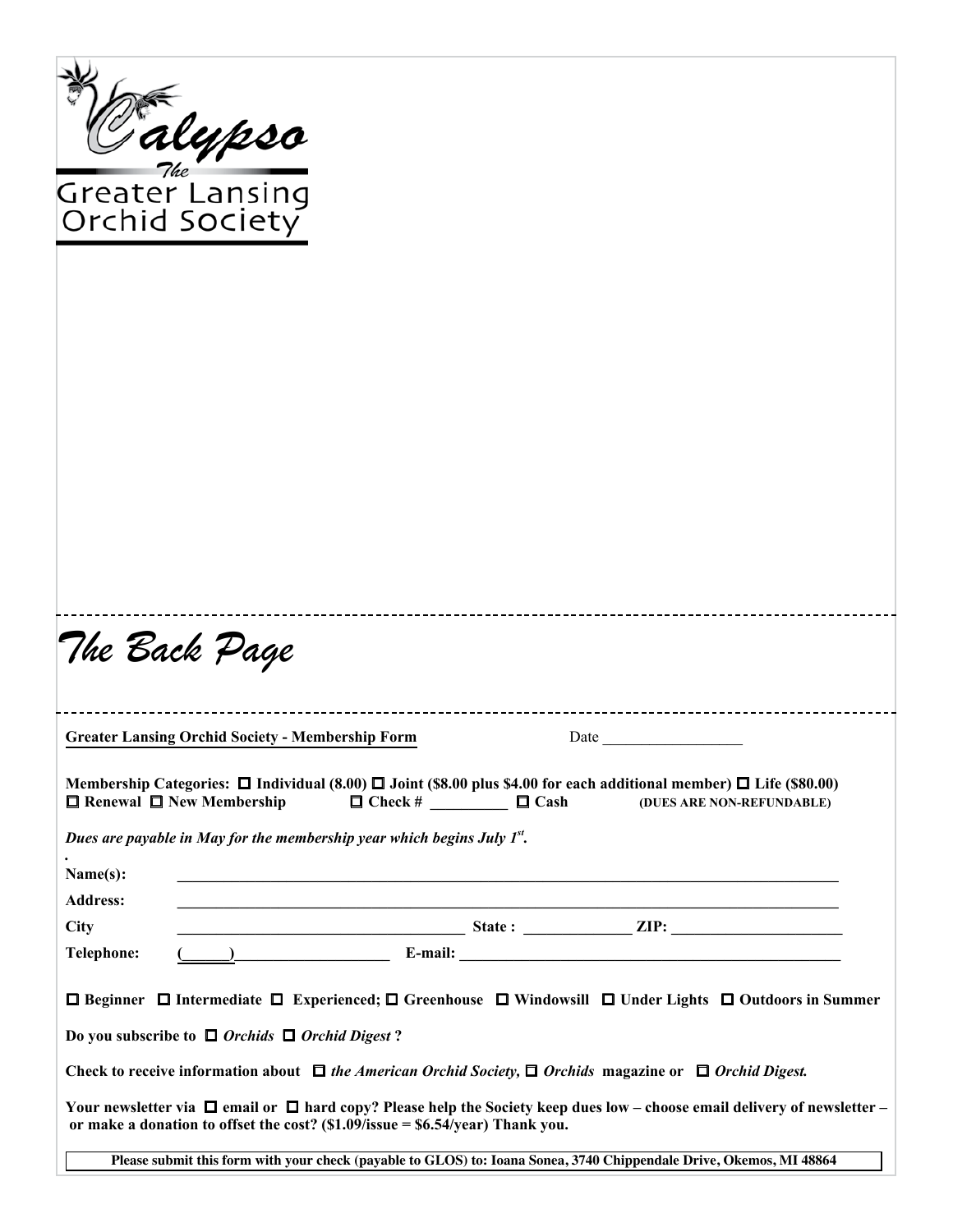Calypso

The Greater Lansing Orchid Society

# The Back Page

**Greater Lansing Orchid Society - Membership Form** Date __________________

**Membership Categories:** ☐ **Individual (8.00)** ☐ **Joint ($8.00 plus $4.00 for each additional member)** ☐ **Life ($80.00)**
☐ **Renewal** ☐ **New Membership** ☐ **Check # __________** ☐ **Cash** **(DUES ARE NON-REFUNDABLE)**

***Dues are payable in May for the membership year which begins July 1st.***

**Name(s):** ______________________________________________

**Address:** ______________________________________________

**City** ______________________ **State :** ______________ **ZIP:** ______________________

**Telephone:** (______)____________________ **E-mail:** ______________________________

☐ **Beginner** ☐ **Intermediate** ☐ **Experienced;** ☐ **Greenhouse** ☐ **Windowsill** ☐ **Under Lights** ☐ **Outdoors in Summer**

**Do you subscribe to** ☐ ***Orchids*** ☐ ***Orchid Digest*** **?**

**Check to receive information about** ☐ ***the American Orchid Society,*** ☐ ***Orchids*** **magazine or** ☐ ***Orchid Digest.***

**Your newsletter via** ☐ **email or** ☐ **hard copy? Please help the Society keep dues low – choose email delivery of newsletter – or make a donation to offset the cost? ($1.09/issue = $6.54/year) Thank you.**

**Please submit this form with your check (payable to GLOS) to: Ioana Sonea, 3740 Chippendale Drive, Okemos, MI 48864**